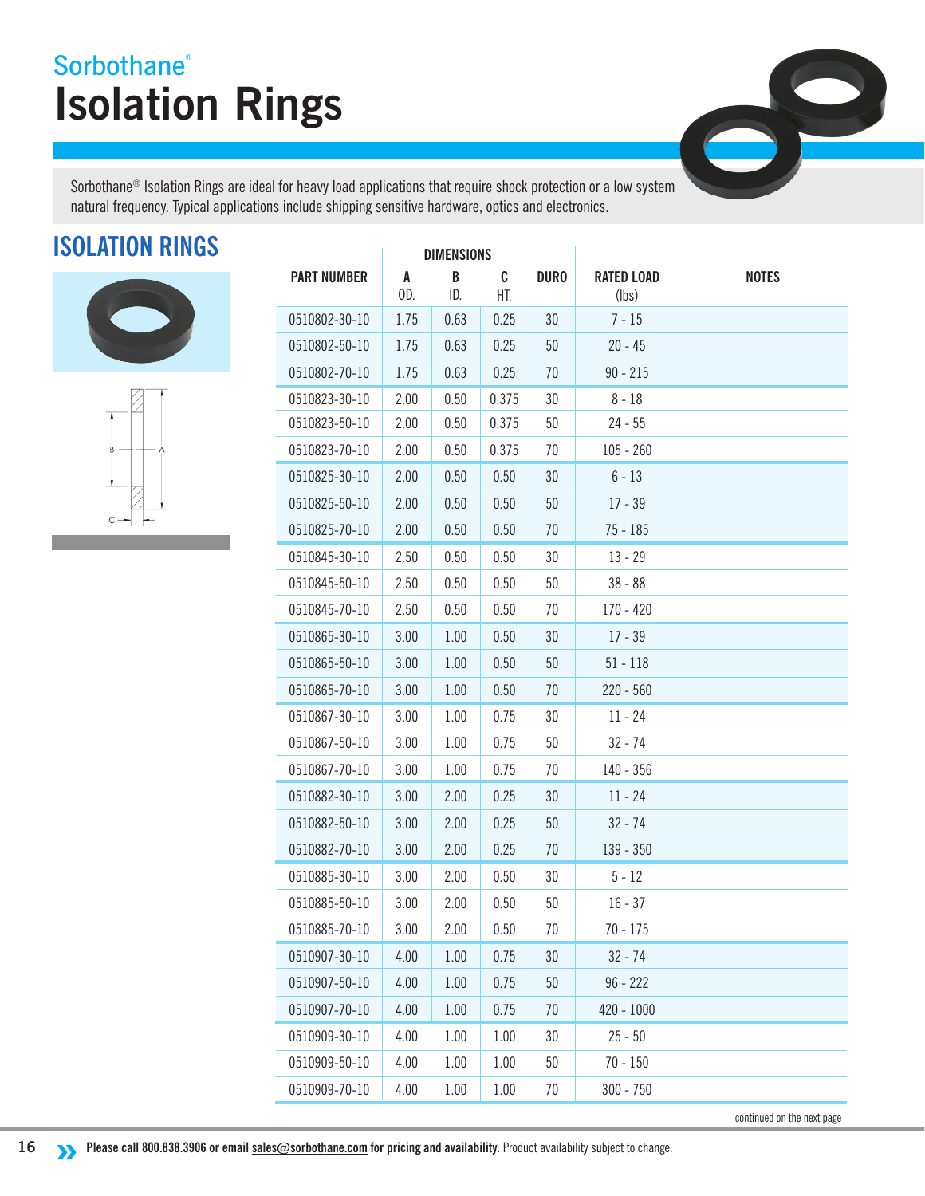Sorbothane®

# Isolation Rings

Sorbothane® Isolation Rings are ideal for heavy load applications that require shock protection or a low system natural frequency. Typical applications include shipping sensitive hardware, optics and electronics.

## ISOLATION RINGS

| PART NUMBER | DIMENSIONS | | | DURO | RATED LOAD (lbs) | NOTES |
|---|---|---|---|---|---|---|
| | A OD. | B ID. | C HT. | | | |
| 0510802-30-10 | 1.75 | 0.63 | 0.25 | 30 | 7 - 15 | |
| 0510802-50-10 | 1.75 | 0.63 | 0.25 | 50 | 20 - 45 | |
| 0510802-70-10 | 1.75 | 0.63 | 0.25 | 70 | 90 - 215 | |
| 0510823-30-10 | 2.00 | 0.50 | 0.375 | 30 | 8 - 18 | |
| 0510823-50-10 | 2.00 | 0.50 | 0.375 | 50 | 24 - 55 | |
| 0510823-70-10 | 2.00 | 0.50 | 0.375 | 70 | 105 - 260 | |
| 0510825-30-10 | 2.00 | 0.50 | 0.50 | 30 | 6 - 13 | |
| 0510825-50-10 | 2.00 | 0.50 | 0.50 | 50 | 17 - 39 | |
| 0510825-70-10 | 2.00 | 0.50 | 0.50 | 70 | 75 - 185 | |
| 0510845-30-10 | 2.50 | 0.50 | 0.50 | 30 | 13 - 29 | |
| 0510845-50-10 | 2.50 | 0.50 | 0.50 | 50 | 38 - 88 | |
| 0510845-70-10 | 2.50 | 0.50 | 0.50 | 70 | 170 - 420 | |
| 0510865-30-10 | 3.00 | 1.00 | 0.50 | 30 | 17 - 39 | |
| 0510865-50-10 | 3.00 | 1.00 | 0.50 | 50 | 51 - 118 | |
| 0510865-70-10 | 3.00 | 1.00 | 0.50 | 70 | 220 - 560 | |
| 0510867-30-10 | 3.00 | 1.00 | 0.75 | 30 | 11 - 24 | |
| 0510867-50-10 | 3.00 | 1.00 | 0.75 | 50 | 32 - 74 | |
| 0510867-70-10 | 3.00 | 1.00 | 0.75 | 70 | 140 - 356 | |
| 0510882-30-10 | 3.00 | 2.00 | 0.25 | 30 | 11 - 24 | |
| 0510882-50-10 | 3.00 | 2.00 | 0.25 | 50 | 32 - 74 | |
| 0510882-70-10 | 3.00 | 2.00 | 0.25 | 70 | 139 - 350 | |
| 0510885-30-10 | 3.00 | 2.00 | 0.50 | 30 | 5 - 12 | |
| 0510885-50-10 | 3.00 | 2.00 | 0.50 | 50 | 16 - 37 | |
| 0510885-70-10 | 3.00 | 2.00 | 0.50 | 70 | 70 - 175 | |
| 0510907-30-10 | 4.00 | 1.00 | 0.75 | 30 | 32 - 74 | |
| 0510907-50-10 | 4.00 | 1.00 | 0.75 | 50 | 96 - 222 | |
| 0510907-70-10 | 4.00 | 1.00 | 0.75 | 70 | 420 - 1000 | |
| 0510909-30-10 | 4.00 | 1.00 | 1.00 | 30 | 25 - 50 | |
| 0510909-50-10 | 4.00 | 1.00 | 1.00 | 50 | 70 - 150 | |
| 0510909-70-10 | 4.00 | 1.00 | 1.00 | 70 | 300 - 750 | |

continued on the next page

**Please call 800.838.3906 or email sales@sorbothane.com for pricing and availability**. Product availability subject to change.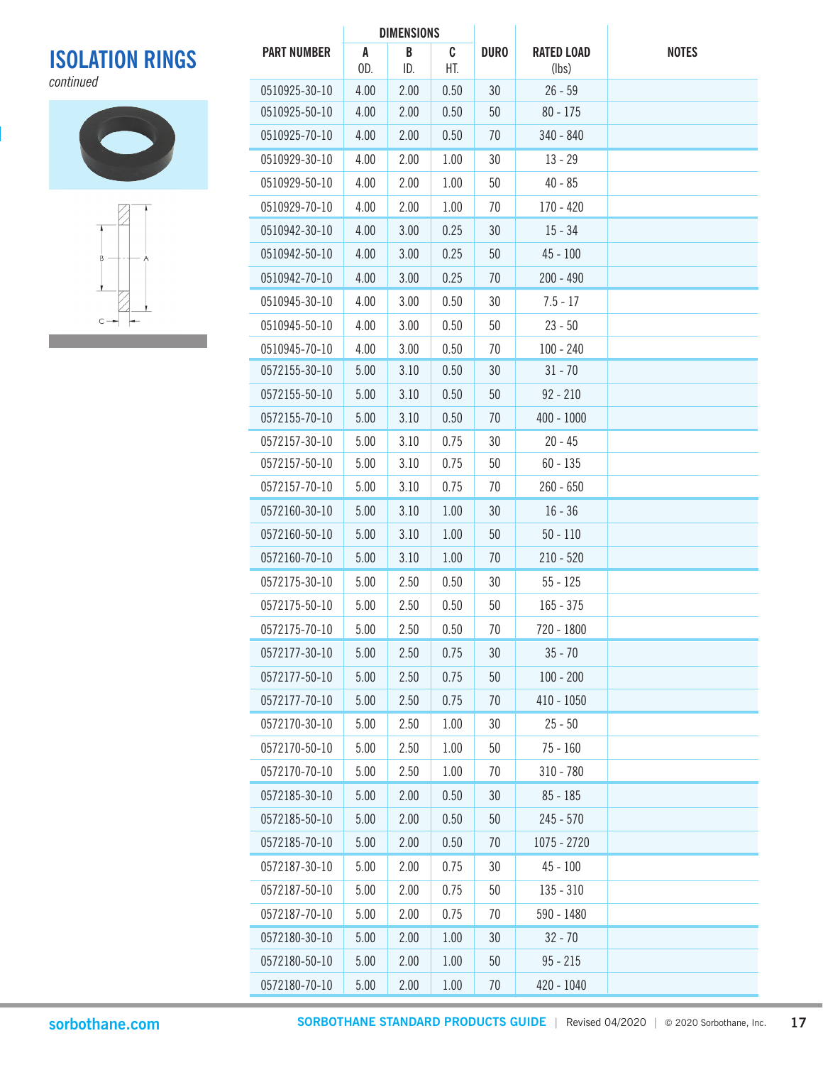# ISOLATION RINGS

*continued*

| PART NUMBER | DIMENSIONS | | | DURO | RATED LOAD (lbs) | NOTES |
|---|---|---|---|---|---|---|
| | A OD. | B ID. | C HT. | | | |
| 0510925-30-10 | 4.00 | 2.00 | 0.50 | 30 | 26 - 59 | |
| 0510925-50-10 | 4.00 | 2.00 | 0.50 | 50 | 80 - 175 | |
| 0510925-70-10 | 4.00 | 2.00 | 0.50 | 70 | 340 - 840 | |
| 0510929-30-10 | 4.00 | 2.00 | 1.00 | 30 | 13 - 29 | |
| 0510929-50-10 | 4.00 | 2.00 | 1.00 | 50 | 40 - 85 | |
| 0510929-70-10 | 4.00 | 2.00 | 1.00 | 70 | 170 - 420 | |
| 0510942-30-10 | 4.00 | 3.00 | 0.25 | 30 | 15 - 34 | |
| 0510942-50-10 | 4.00 | 3.00 | 0.25 | 50 | 45 - 100 | |
| 0510942-70-10 | 4.00 | 3.00 | 0.25 | 70 | 200 - 490 | |
| 0510945-30-10 | 4.00 | 3.00 | 0.50 | 30 | 7.5 - 17 | |
| 0510945-50-10 | 4.00 | 3.00 | 0.50 | 50 | 23 - 50 | |
| 0510945-70-10 | 4.00 | 3.00 | 0.50 | 70 | 100 - 240 | |
| 0572155-30-10 | 5.00 | 3.10 | 0.50 | 30 | 31 - 70 | |
| 0572155-50-10 | 5.00 | 3.10 | 0.50 | 50 | 92 - 210 | |
| 0572155-70-10 | 5.00 | 3.10 | 0.50 | 70 | 400 - 1000 | |
| 0572157-30-10 | 5.00 | 3.10 | 0.75 | 30 | 20 - 45 | |
| 0572157-50-10 | 5.00 | 3.10 | 0.75 | 50 | 60 - 135 | |
| 0572157-70-10 | 5.00 | 3.10 | 0.75 | 70 | 260 - 650 | |
| 0572160-30-10 | 5.00 | 3.10 | 1.00 | 30 | 16 - 36 | |
| 0572160-50-10 | 5.00 | 3.10 | 1.00 | 50 | 50 - 110 | |
| 0572160-70-10 | 5.00 | 3.10 | 1.00 | 70 | 210 - 520 | |
| 0572175-30-10 | 5.00 | 2.50 | 0.50 | 30 | 55 - 125 | |
| 0572175-50-10 | 5.00 | 2.50 | 0.50 | 50 | 165 - 375 | |
| 0572175-70-10 | 5.00 | 2.50 | 0.50 | 70 | 720 - 1800 | |
| 0572177-30-10 | 5.00 | 2.50 | 0.75 | 30 | 35 - 70 | |
| 0572177-50-10 | 5.00 | 2.50 | 0.75 | 50 | 100 - 200 | |
| 0572177-70-10 | 5.00 | 2.50 | 0.75 | 70 | 410 - 1050 | |
| 0572170-30-10 | 5.00 | 2.50 | 1.00 | 30 | 25 - 50 | |
| 0572170-50-10 | 5.00 | 2.50 | 1.00 | 50 | 75 - 160 | |
| 0572170-70-10 | 5.00 | 2.50 | 1.00 | 70 | 310 - 780 | |
| 0572185-30-10 | 5.00 | 2.00 | 0.50 | 30 | 85 - 185 | |
| 0572185-50-10 | 5.00 | 2.00 | 0.50 | 50 | 245 - 570 | |
| 0572185-70-10 | 5.00 | 2.00 | 0.50 | 70 | 1075 - 2720 | |
| 0572187-30-10 | 5.00 | 2.00 | 0.75 | 30 | 45 - 100 | |
| 0572187-50-10 | 5.00 | 2.00 | 0.75 | 50 | 135 - 310 | |
| 0572187-70-10 | 5.00 | 2.00 | 0.75 | 70 | 590 - 1480 | |
| 0572180-30-10 | 5.00 | 2.00 | 1.00 | 30 | 32 - 70 | |
| 0572180-50-10 | 5.00 | 2.00 | 1.00 | 50 | 95 - 215 | |
| 0572180-70-10 | 5.00 | 2.00 | 1.00 | 70 | 420 - 1040 | |